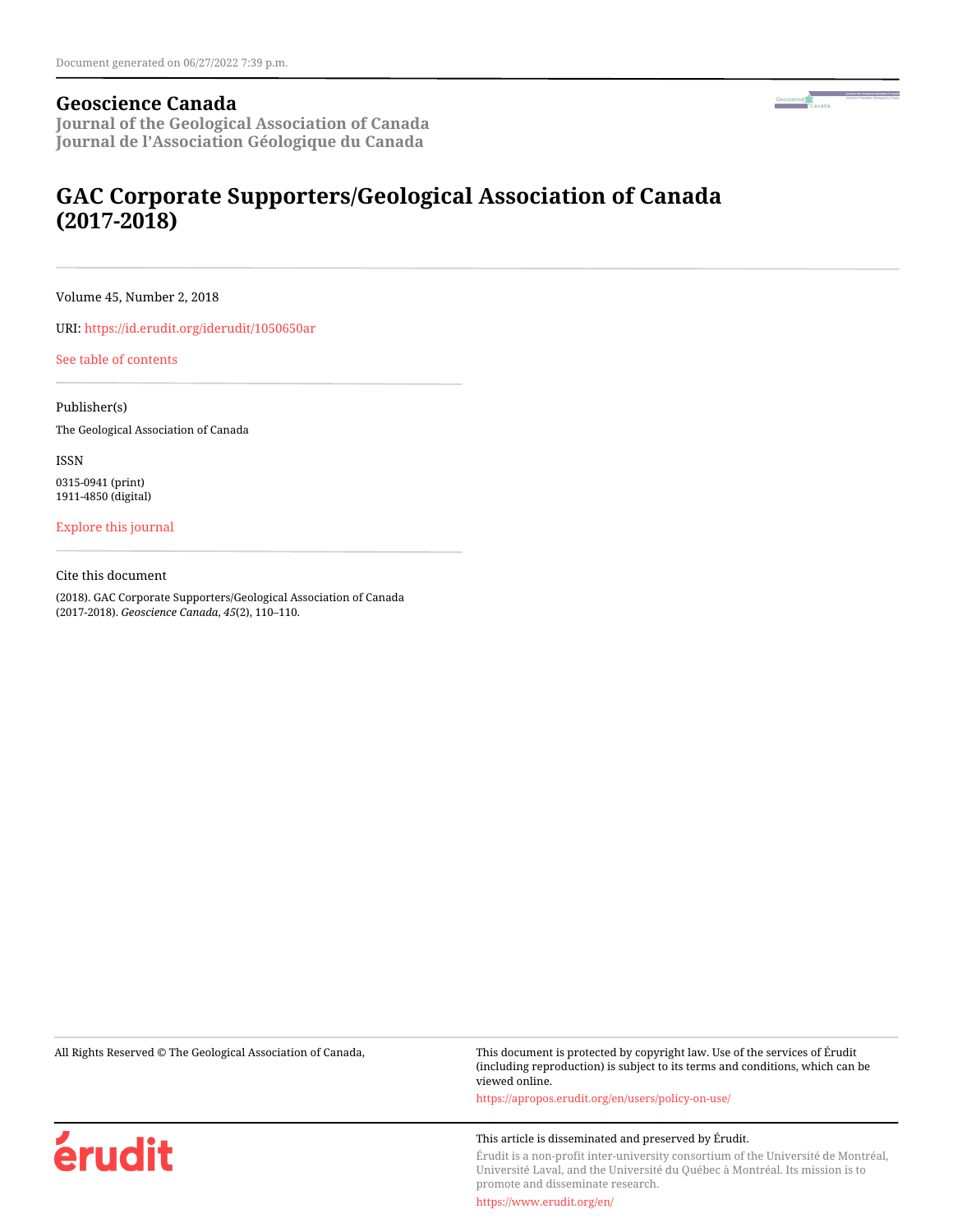Document generated on 06/27/2022 7:39 p.m.

**Geoscience Canada**
**Journal of the Geological Association of Canada**
**Journal de l'Association Géologique du Canada**

# GAC Corporate Supporters/Geological Association of Canada (2017-2018)

Volume 45, Number 2, 2018

URI: https://id.erudit.org/iderudit/1050650ar

See table of contents

Publisher(s)

The Geological Association of Canada

ISSN

0315-0941 (print)
1911-4850 (digital)

Explore this journal

Cite this document

(2018). GAC Corporate Supporters/Geological Association of Canada (2017-2018). *Geoscience Canada*, *45*(2), 110–110.

All Rights Reserved © The Geological Association of Canada,

This document is protected by copyright law. Use of the services of Érudit (including reproduction) is subject to its terms and conditions, which can be viewed online.

https://apropos.erudit.org/en/users/policy-on-use/

érudit

This article is disseminated and preserved by Érudit.

Érudit is a non-profit inter-university consortium of the Université de Montréal, Université Laval, and the Université du Québec à Montréal. Its mission is to promote and disseminate research.

https://www.erudit.org/en/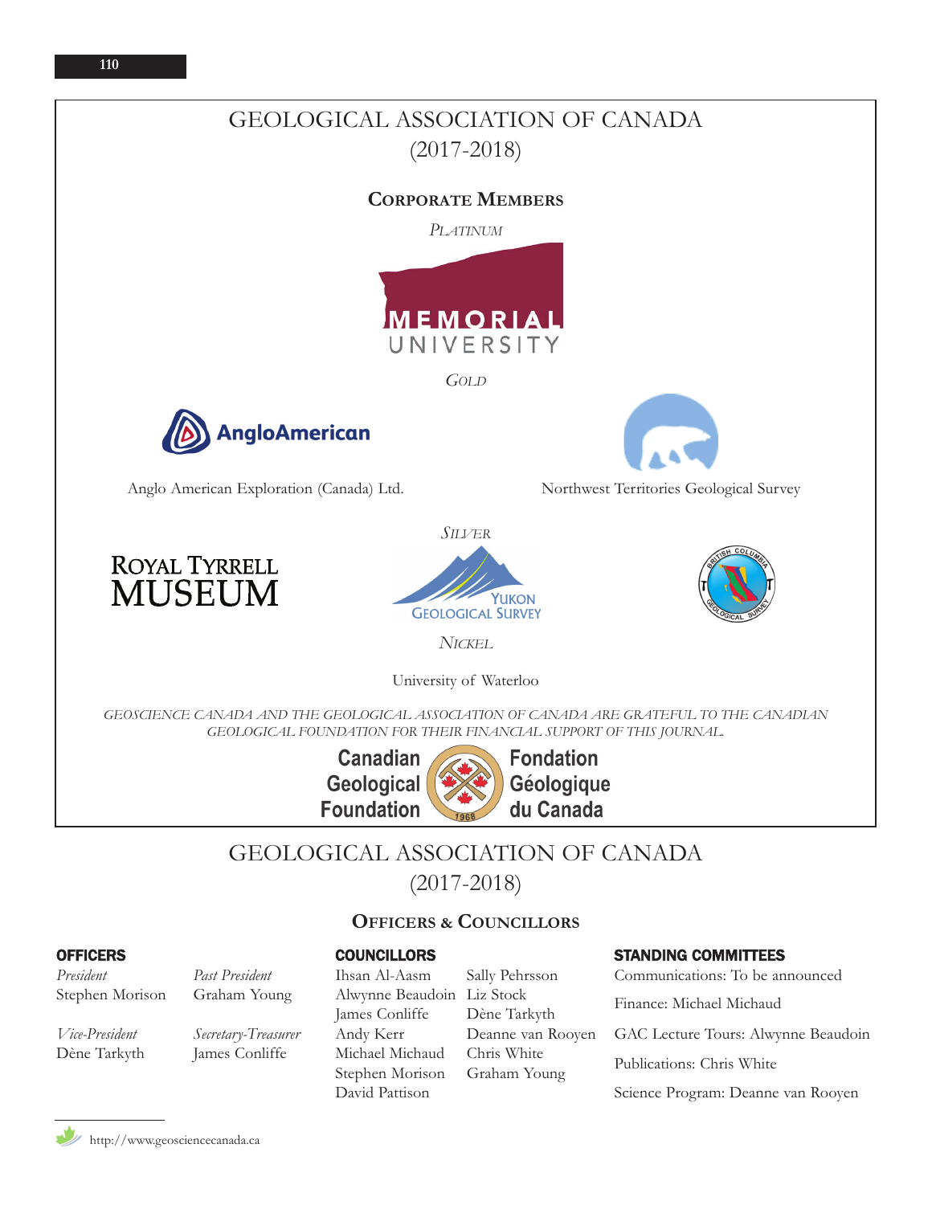# GEOLOGICAL ASSOCIATION OF CANADA (2017-2018)

## Corporate Members

*Platinum*

MEMORIAL UNIVERSITY

*Gold*

Anglo American Exploration (Canada) Ltd.

Northwest Territories Geological Survey

*Silver*

ROYAL TYRRELL MUSEUM

YUKON GEOLOGICAL SURVEY

BRITISH COLUMBIA GEOLOGICAL SURVEY

*Nickel*

University of Waterloo

*GEOSCIENCE CANADA AND THE GEOLOGICAL ASSOCIATION OF CANADA ARE GRATEFUL TO THE CANADIAN GEOLOGICAL FOUNDATION FOR THEIR FINANCIAL SUPPORT OF THIS JOURNAL.*

Canadian Geological Foundation — Fondation Géologique du Canada — 1968

# GEOLOGICAL ASSOCIATION OF CANADA (2017-2018)

## Officers & Councillors

### OFFICERS

*President*
Stephen Morison

*Past President*
Graham Young

*Vice-President*
Dène Tarkyth

*Secretary-Treasurer*
James Conliffe

### COUNCILLORS

Ihsan Al-Aasm
Alwynne Beaudoin
James Conliffe
Andy Kerr
Michael Michaud
Stephen Morison
David Pattison
Sally Pehrsson
Liz Stock
Dène Tarkyth
Deanne van Rooyen
Chris White
Graham Young

### STANDING COMMITTEES

Communications: To be announced

Finance: Michael Michaud

GAC Lecture Tours: Alwynne Beaudoin

Publications: Chris White

Science Program: Deanne van Rooyen